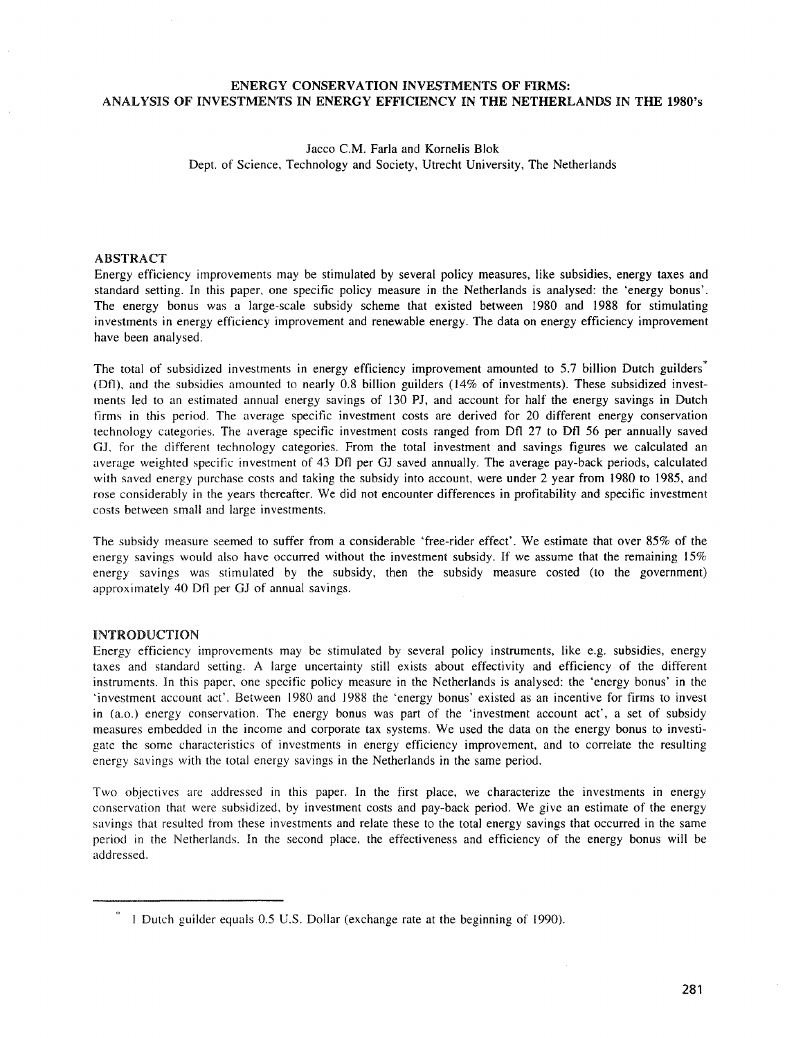# ENERGY CONSERVATION INVESTMENTS OF FIRMS: ANALYSIS OF INVESTMENTS IN ENERGY EFFICIENCY IN THE NETHERLANDS IN THE 1980's

Jacco C.M. Farla and Kornelis Blok
Dept. of Science, Technology and Society, Utrecht University, The Netherlands

## ABSTRACT

Energy efficiency improvements may be stimulated by several policy measures, like subsidies, energy taxes and standard setting. In this paper, one specific policy measure in the Netherlands is analysed: the 'energy bonus'. The energy bonus was a large-scale subsidy scheme that existed between 1980 and 1988 for stimulating investments in energy efficiency improvement and renewable energy. The data on energy efficiency improvement have been analysed.

The total of subsidized investments in energy efficiency improvement amounted to 5.7 billion Dutch guilders* (Dfl), and the subsidies amounted to nearly 0.8 billion guilders (14% of investments). These subsidized investments led to an estimated annual energy savings of 130 PJ, and account for half the energy savings in Dutch firms in this period. The average specific investment costs are derived for 20 different energy conservation technology categories. The average specific investment costs ranged from Dfl 27 to Dfl 56 per annually saved GJ, for the different technology categories. From the total investment and savings figures we calculated an average weighted specific investment of 43 Dfl per GJ saved annually. The average pay-back periods, calculated with saved energy purchase costs and taking the subsidy into account, were under 2 year from 1980 to 1985, and rose considerably in the years thereafter. We did not encounter differences in profitability and specific investment costs between small and large investments.

The subsidy measure seemed to suffer from a considerable 'free-rider effect'. We estimate that over 85% of the energy savings would also have occurred without the investment subsidy. If we assume that the remaining 15% energy savings was stimulated by the subsidy, then the subsidy measure costed (to the government) approximately 40 Dfl per GJ of annual savings.

## INTRODUCTION

Energy efficiency improvements may be stimulated by several policy instruments, like e.g. subsidies, energy taxes and standard setting. A large uncertainty still exists about effectivity and efficiency of the different instruments. In this paper, one specific policy measure in the Netherlands is analysed: the 'energy bonus' in the 'investment account act'. Between 1980 and 1988 the 'energy bonus' existed as an incentive for firms to invest in (a.o.) energy conservation. The energy bonus was part of the 'investment account act', a set of subsidy measures embedded in the income and corporate tax systems. We used the data on the energy bonus to investigate the some characteristics of investments in energy efficiency improvement, and to correlate the resulting energy savings with the total energy savings in the Netherlands in the same period.

Two objectives are addressed in this paper. In the first place, we characterize the investments in energy conservation that were subsidized, by investment costs and pay-back period. We give an estimate of the energy savings that resulted from these investments and relate these to the total energy savings that occurred in the same period in the Netherlands. In the second place, the effectiveness and efficiency of the energy bonus will be addressed.

* 1 Dutch guilder equals 0.5 U.S. Dollar (exchange rate at the beginning of 1990).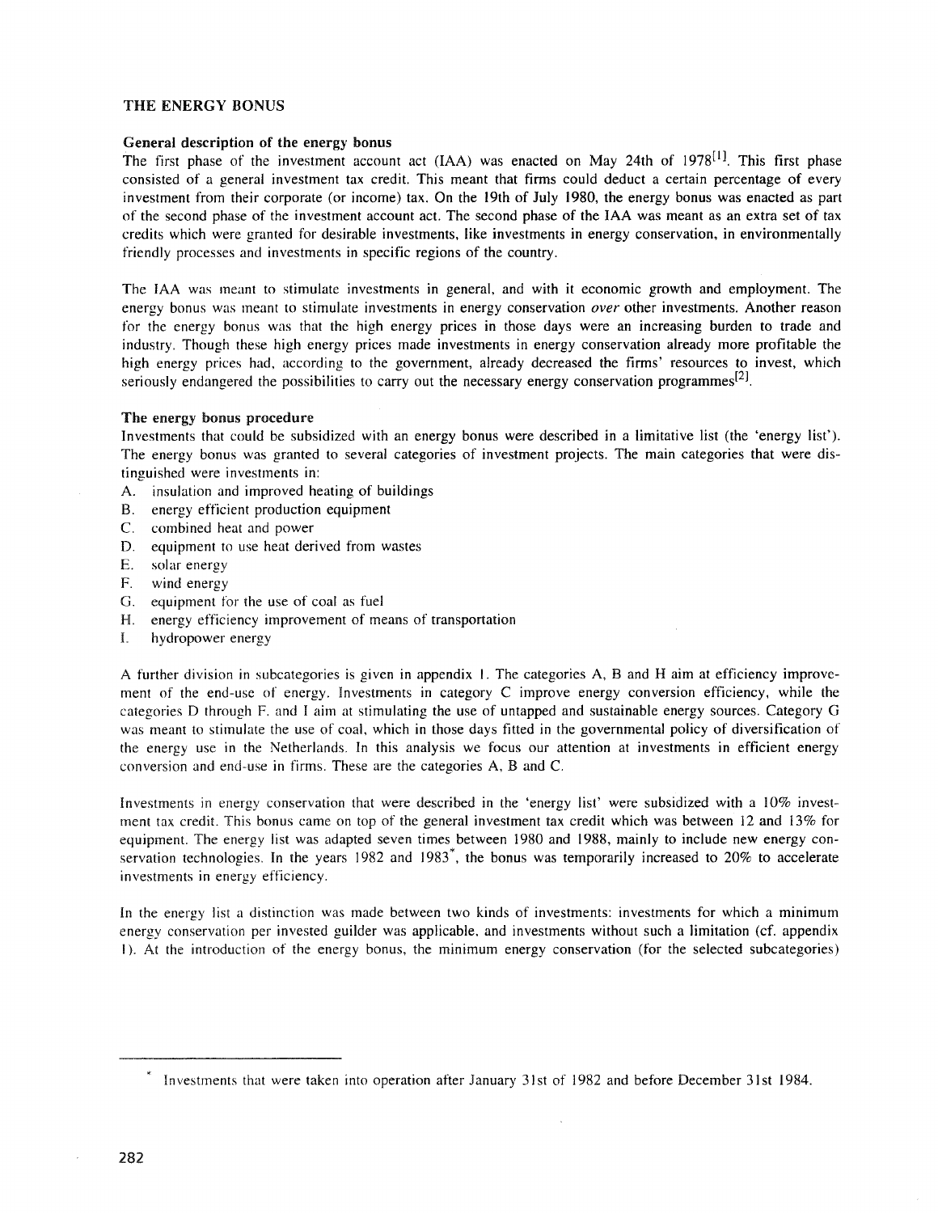## THE ENERGY BONUS

### General description of the energy bonus

The first phase of the investment account act (IAA) was enacted on May 24th of 1978[1]. This first phase consisted of a general investment tax credit. This meant that firms could deduct a certain percentage of every investment from their corporate (or income) tax. On the 19th of July 1980, the energy bonus was enacted as part of the second phase of the investment account act. The second phase of the IAA was meant as an extra set of tax credits which were granted for desirable investments, like investments in energy conservation, in environmentally friendly processes and investments in specific regions of the country.

The IAA was meant to stimulate investments in general, and with it economic growth and employment. The energy bonus was meant to stimulate investments in energy conservation *over* other investments. Another reason for the energy bonus was that the high energy prices in those days were an increasing burden to trade and industry. Though these high energy prices made investments in energy conservation already more profitable the high energy prices had, according to the government, already decreased the firms' resources to invest, which seriously endangered the possibilities to carry out the necessary energy conservation programmes[2].

### The energy bonus procedure

Investments that could be subsidized with an energy bonus were described in a limitative list (the 'energy list'). The energy bonus was granted to several categories of investment projects. The main categories that were distinguished were investments in:

A. insulation and improved heating of buildings
B. energy efficient production equipment
C. combined heat and power
D. equipment to use heat derived from wastes
E. solar energy
F. wind energy
G. equipment for the use of coal as fuel
H. energy efficiency improvement of means of transportation
I. hydropower energy

A further division in subcategories is given in appendix 1. The categories A, B and H aim at efficiency improvement of the end-use of energy. Investments in category C improve energy conversion efficiency, while the categories D through F, and I aim at stimulating the use of untapped and sustainable energy sources. Category G was meant to stimulate the use of coal, which in those days fitted in the governmental policy of diversification of the energy use in the Netherlands. In this analysis we focus our attention at investments in efficient energy conversion and end-use in firms. These are the categories A, B and C.

Investments in energy conservation that were described in the 'energy list' were subsidized with a 10% investment tax credit. This bonus came on top of the general investment tax credit which was between 12 and 13% for equipment. The energy list was adapted seven times between 1980 and 1988, mainly to include new energy conservation technologies. In the years 1982 and 1983*, the bonus was temporarily increased to 20% to accelerate investments in energy efficiency.

In the energy list a distinction was made between two kinds of investments: investments for which a minimum energy conservation per invested guilder was applicable, and investments without such a limitation (cf. appendix 1). At the introduction of the energy bonus, the minimum energy conservation (for the selected subcategories)

* Investments that were taken into operation after January 31st of 1982 and before December 31st 1984.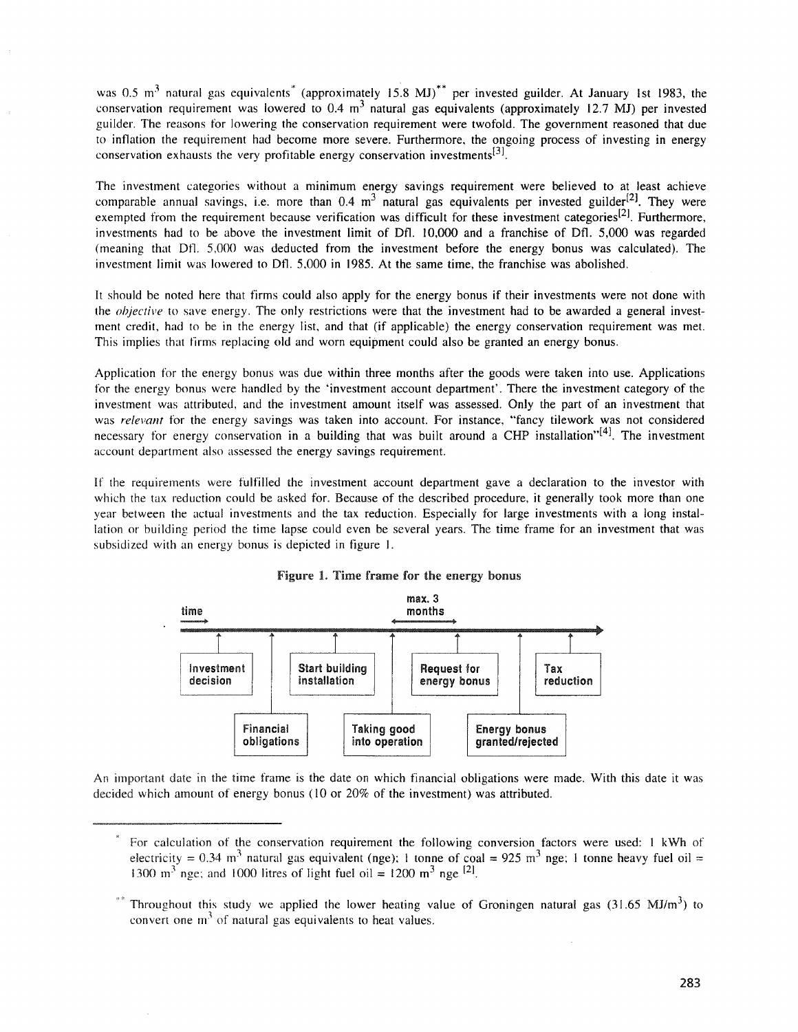was 0.5 $m^3$ natural gas equivalents* (approximately 15.8 MJ)** per invested guilder. At January 1st 1983, the conservation requirement was lowered to 0.4 $m^3$ natural gas equivalents (approximately 12.7 MJ) per invested guilder. The reasons for lowering the conservation requirement were twofold. The government reasoned that due to inflation the requirement had become more severe. Furthermore, the ongoing process of investing in energy conservation exhausts the very profitable energy conservation investments[3].

The investment categories without a minimum energy savings requirement were believed to at least achieve comparable annual savings, i.e. more than 0.4 $m^3$ natural gas equivalents per invested guilder[2]. They were exempted from the requirement because verification was difficult for these investment categories[2]. Furthermore, investments had to be above the investment limit of Dfl. 10,000 and a franchise of Dfl. 5,000 was regarded (meaning that Dfl. 5,000 was deducted from the investment before the energy bonus was calculated). The investment limit was lowered to Dfl. 5,000 in 1985. At the same time, the franchise was abolished.

It should be noted here that firms could also apply for the energy bonus if their investments were not done with the *objective* to save energy. The only restrictions were that the investment had to be awarded a general investment credit, had to be in the energy list, and that (if applicable) the energy conservation requirement was met. This implies that firms replacing old and worn equipment could also be granted an energy bonus.

Application for the energy bonus was due within three months after the goods were taken into use. Applications for the energy bonus were handled by the 'investment account department'. There the investment category of the investment was attributed, and the investment amount itself was assessed. Only the part of an investment that was *relevant* for the energy savings was taken into account. For instance, "fancy tilework was not considered necessary for energy conservation in a building that was built around a CHP installation"[4]. The investment account department also assessed the energy savings requirement.

If the requirements were fulfilled the investment account department gave a declaration to the investor with which the tax reduction could be asked for. Because of the described procedure, it generally took more than one year between the actual investments and the tax reduction. Especially for large investments with a long installation or building period the time lapse could even be several years. The time frame for an investment that was subsidized with an energy bonus is depicted in figure 1.

**Figure 1. Time frame for the energy bonus**

time → | Investment decision | Financial obligations | Start building installation | Taking good into operation | Request for energy bonus (max. 3 months) | Energy bonus granted/rejected | Tax reduction

An important date in the time frame is the date on which financial obligations were made. With this date it was decided which amount of energy bonus (10 or 20% of the investment) was attributed.

---

\* For calculation of the conservation requirement the following conversion factors were used: 1 kWh of electricity = 0.34 $m^3$ natural gas equivalent (nge); 1 tonne of coal = 925 $m^3$ nge; 1 tonne heavy fuel oil = 1300 $m^3$ nge; and 1000 litres of light fuel oil = 1200 $m^3$ nge [2].

\*\* Throughout this study we applied the lower heating value of Groningen natural gas (31.65 $MJ/m^3$) to convert one $m^3$ of natural gas equivalents to heat values.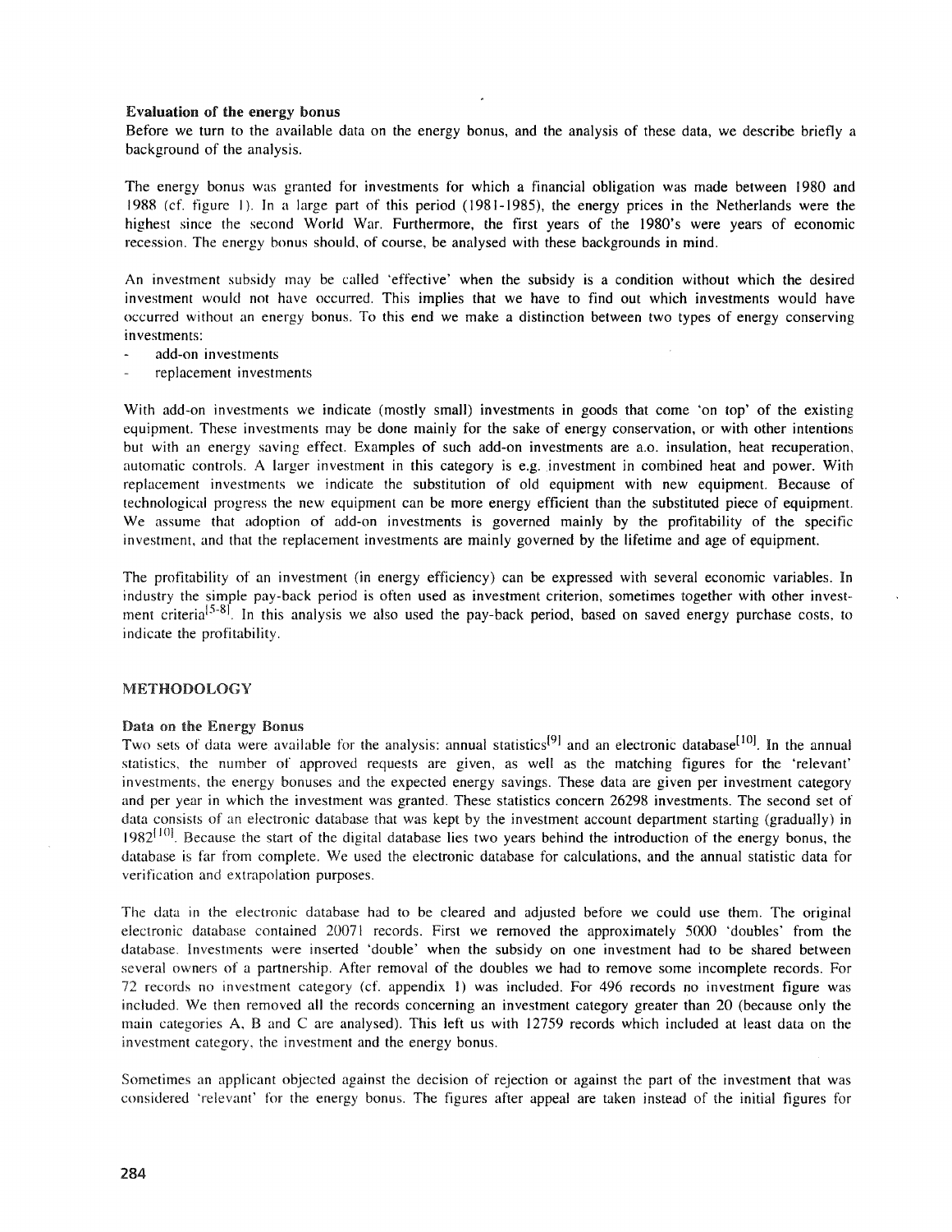**Evaluation of the energy bonus**

Before we turn to the available data on the energy bonus, and the analysis of these data, we describe briefly a background of the analysis.

The energy bonus was granted for investments for which a financial obligation was made between 1980 and 1988 (cf. figure 1). In a large part of this period (1981-1985), the energy prices in the Netherlands were the highest since the second World War. Furthermore, the first years of the 1980's were years of economic recession. The energy bonus should, of course, be analysed with these backgrounds in mind.

An investment subsidy may be called 'effective' when the subsidy is a condition without which the desired investment would not have occurred. This implies that we have to find out which investments would have occurred without an energy bonus. To this end we make a distinction between two types of energy conserving investments:

- add-on investments
- replacement investments

With add-on investments we indicate (mostly small) investments in goods that come 'on top' of the existing equipment. These investments may be done mainly for the sake of energy conservation, or with other intentions but with an energy saving effect. Examples of such add-on investments are a.o. insulation, heat recuperation, automatic controls. A larger investment in this category is e.g. investment in combined heat and power. With replacement investments we indicate the substitution of old equipment with new equipment. Because of technological progress the new equipment can be more energy efficient than the substituted piece of equipment. We assume that adoption of add-on investments is governed mainly by the profitability of the specific investment, and that the replacement investments are mainly governed by the lifetime and age of equipment.

The profitability of an investment (in energy efficiency) can be expressed with several economic variables. In industry the simple pay-back period is often used as investment criterion, sometimes together with other investment criteria[5-8]. In this analysis we also used the pay-back period, based on saved energy purchase costs, to indicate the profitability.

## METHODOLOGY

### Data on the Energy Bonus

Two sets of data were available for the analysis: annual statistics[9] and an electronic database[10]. In the annual statistics, the number of approved requests are given, as well as the matching figures for the 'relevant' investments, the energy bonuses and the expected energy savings. These data are given per investment category and per year in which the investment was granted. These statistics concern 26298 investments. The second set of data consists of an electronic database that was kept by the investment account department starting (gradually) in 1982[10]. Because the start of the digital database lies two years behind the introduction of the energy bonus, the database is far from complete. We used the electronic database for calculations, and the annual statistic data for verification and extrapolation purposes.

The data in the electronic database had to be cleared and adjusted before we could use them. The original electronic database contained 20071 records. First we removed the approximately 5000 'doubles' from the database. Investments were inserted 'double' when the subsidy on one investment had to be shared between several owners of a partnership. After removal of the doubles we had to remove some incomplete records. For 72 records no investment category (cf. appendix 1) was included. For 496 records no investment figure was included. We then removed all the records concerning an investment category greater than 20 (because only the main categories A, B and C are analysed). This left us with 12759 records which included at least data on the investment category, the investment and the energy bonus.

Sometimes an applicant objected against the decision of rejection or against the part of the investment that was considered 'relevant' for the energy bonus. The figures after appeal are taken instead of the initial figures for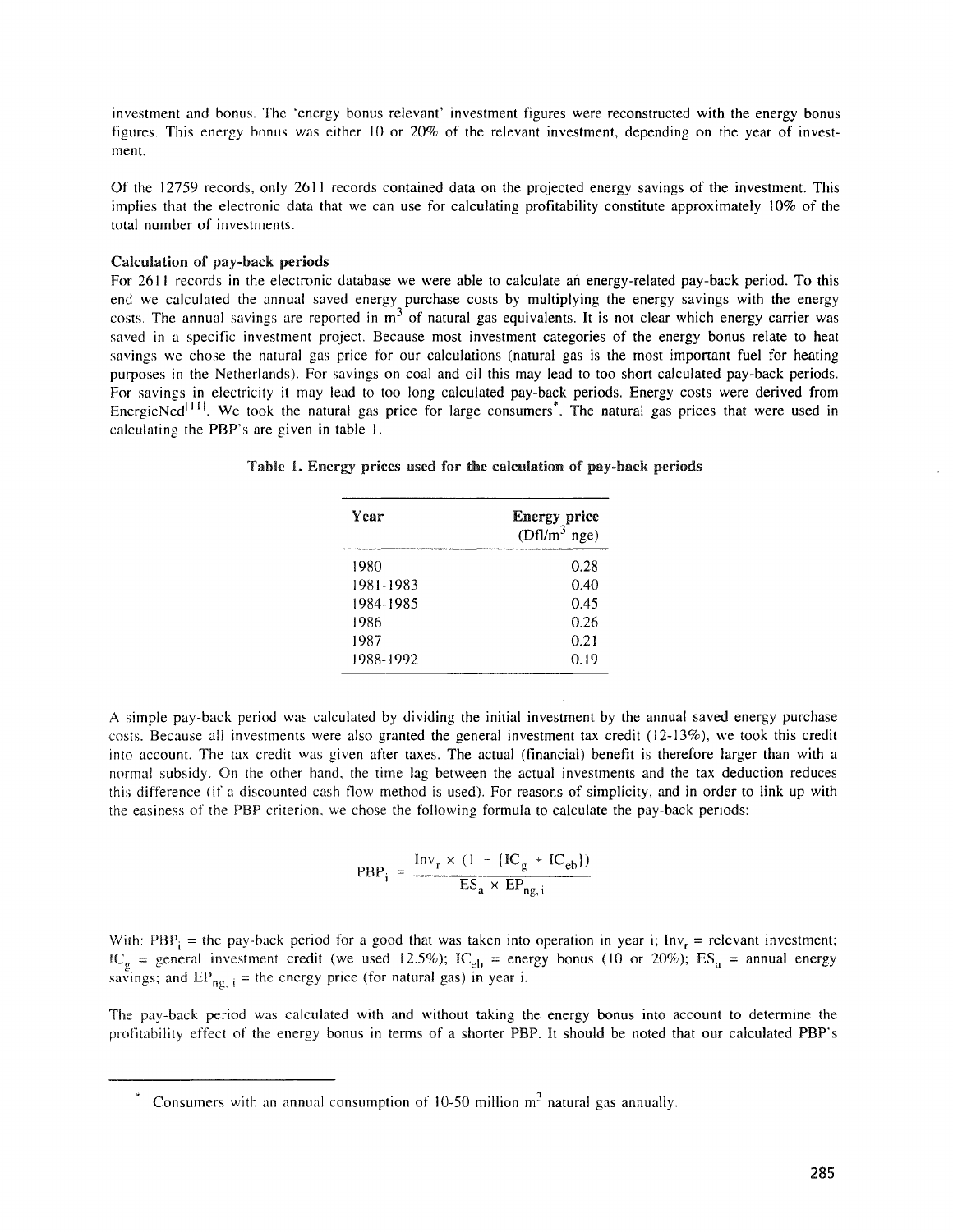investment and bonus. The 'energy bonus relevant' investment figures were reconstructed with the energy bonus figures. This energy bonus was either 10 or 20% of the relevant investment, depending on the year of investment.

Of the 12759 records, only 2611 records contained data on the projected energy savings of the investment. This implies that the electronic data that we can use for calculating profitability constitute approximately 10% of the total number of investments.

### Calculation of pay-back periods

For 2611 records in the electronic database we were able to calculate an energy-related pay-back period. To this end we calculated the annual saved energy purchase costs by multiplying the energy savings with the energy costs. The annual savings are reported in $m^3$ of natural gas equivalents. It is not clear which energy carrier was saved in a specific investment project. Because most investment categories of the energy bonus relate to heat savings we chose the natural gas price for our calculations (natural gas is the most important fuel for heating purposes in the Netherlands). For savings on coal and oil this may lead to too short calculated pay-back periods. For savings in electricity it may lead to too long calculated pay-back periods. Energy costs were derived from EnergieNed[11]. We took the natural gas price for large consumers*. The natural gas prices that were used in calculating the PBP's are given in table 1.

**Table 1. Energy prices used for the calculation of pay-back periods**

| Year | Energy price (Dfl/$m^3$ nge) |
|---|---|
| 1980 | 0.28 |
| 1981-1983 | 0.40 |
| 1984-1985 | 0.45 |
| 1986 | 0.26 |
| 1987 | 0.21 |
| 1988-1992 | 0.19 |

A simple pay-back period was calculated by dividing the initial investment by the annual saved energy purchase costs. Because all investments were also granted the general investment tax credit (12-13%), we took this credit into account. The tax credit was given after taxes. The actual (financial) benefit is therefore larger than with a normal subsidy. On the other hand, the time lag between the actual investments and the tax deduction reduces this difference (if a discounted cash flow method is used). For reasons of simplicity, and in order to link up with the easiness of the PBP criterion, we chose the following formula to calculate the pay-back periods:

$$PBP_i = \frac{Inv_r \times (1 - \{IC_g + IC_{eb}\})}{ES_a \times EP_{ng,i}}$$

With: $PBP_i$ = the pay-back period for a good that was taken into operation in year i; $Inv_r$ = relevant investment; $IC_g$ = general investment credit (we used 12.5%); $IC_{eb}$ = energy bonus (10 or 20%); $ES_a$ = annual energy savings; and $EP_{ng,i}$ = the energy price (for natural gas) in year i.

The pay-back period was calculated with and without taking the energy bonus into account to determine the profitability effect of the energy bonus in terms of a shorter PBP. It should be noted that our calculated PBP's

---

\* Consumers with an annual consumption of 10-50 million $m^3$ natural gas annually.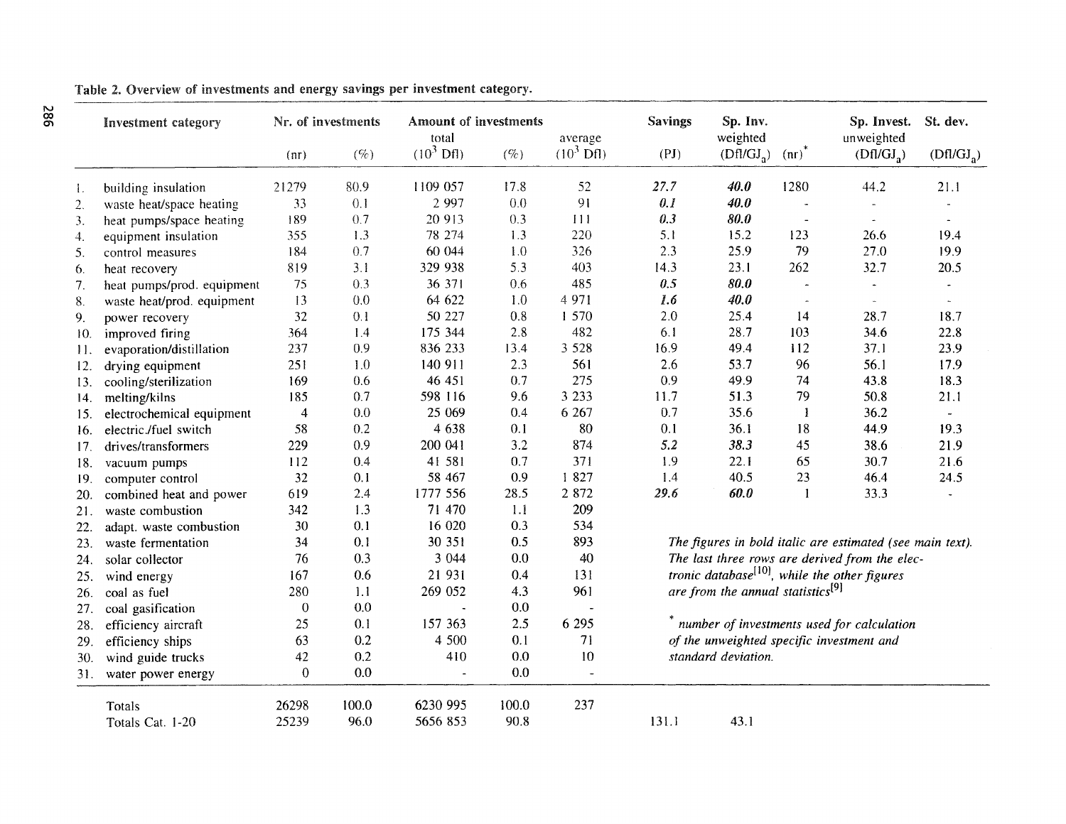Table 2. Overview of investments and energy savings per investment category.

| | Investment category | Nr. of investments | | Amount of investments | | | Savings | Sp. Inv. | | Sp. Invest. | St. dev. |
|---|---|---|---|---|---|---|---|---|---|---|---|
| | | | | total | | average | | weighted | | unweighted | |
| | | (nr) | (%) | ($10^3$ Dfl) | (%) | ($10^3$ Dfl) | (PJ) | (Dfl/$GJ_a$) | (nr)* | (Dfl/$GJ_a$) | (Dfl/$GJ_a$) |
| 1. | building insulation | 21279 | 80.9 | 1109 057 | 17.8 | 52 | ***27.7*** | ***40.0*** | 1280 | 44.2 | 21.1 |
| 2. | waste heat/space heating | 33 | 0.1 | 2 997 | 0.0 | 91 | ***0.1*** | ***40.0*** | - | - | - |
| 3. | heat pumps/space heating | 189 | 0.7 | 20 913 | 0.3 | 111 | ***0.3*** | ***80.0*** | - | - | - |
| 4. | equipment insulation | 355 | 1.3 | 78 274 | 1.3 | 220 | 5.1 | 15.2 | 123 | 26.6 | 19.4 |
| 5. | control measures | 184 | 0.7 | 60 044 | 1.0 | 326 | 2.3 | 25.9 | 79 | 27.0 | 19.9 |
| 6. | heat recovery | 819 | 3.1 | 329 938 | 5.3 | 403 | 14.3 | 23.1 | 262 | 32.7 | 20.5 |
| 7. | heat pumps/prod. equipment | 75 | 0.3 | 36 371 | 0.6 | 485 | ***0.5*** | ***80.0*** | - | - | - |
| 8. | waste heat/prod. equipment | 13 | 0.0 | 64 622 | 1.0 | 4 971 | ***1.6*** | ***40.0*** | - | - | - |
| 9. | power recovery | 32 | 0.1 | 50 227 | 0.8 | 1 570 | 2.0 | 25.4 | 14 | 28.7 | 18.7 |
| 10. | improved firing | 364 | 1.4 | 175 344 | 2.8 | 482 | 6.1 | 28.7 | 103 | 34.6 | 22.8 |
| 11. | evaporation/distillation | 237 | 0.9 | 836 233 | 13.4 | 3 528 | 16.9 | 49.4 | 112 | 37.1 | 23.9 |
| 12. | drying equipment | 251 | 1.0 | 140 911 | 2.3 | 561 | 2.6 | 53.7 | 96 | 56.1 | 17.9 |
| 13. | cooling/sterilization | 169 | 0.6 | 46 451 | 0.7 | 275 | 0.9 | 49.9 | 74 | 43.8 | 18.3 |
| 14. | melting/kilns | 185 | 0.7 | 598 116 | 9.6 | 3 233 | 11.7 | 51.3 | 79 | 50.8 | 21.1 |
| 15. | electrochemical equipment | 4 | 0.0 | 25 069 | 0.4 | 6 267 | 0.7 | 35.6 | 1 | 36.2 | - |
| 16. | electric./fuel switch | 58 | 0.2 | 4 638 | 0.1 | 80 | 0.1 | 36.1 | 18 | 44.9 | 19.3 |
| 17. | drives/transformers | 229 | 0.9 | 200 041 | 3.2 | 874 | ***5.2*** | ***38.3*** | 45 | 38.6 | 21.9 |
| 18. | vacuum pumps | 112 | 0.4 | 41 581 | 0.7 | 371 | 1.9 | 22.1 | 65 | 30.7 | 21.6 |
| 19. | computer control | 32 | 0.1 | 58 467 | 0.9 | 1 827 | 1.4 | 40.5 | 23 | 46.4 | 24.5 |
| 20. | combined heat and power | 619 | 2.4 | 1777 556 | 28.5 | 2 872 | ***29.6*** | ***60.0*** | 1 | 33.3 | - |
| 21. | waste combustion | 342 | 1.3 | 71 470 | 1.1 | 209 | | | | | |
| 22. | adapt. waste combustion | 30 | 0.1 | 16 020 | 0.3 | 534 | | | | | |
| 23. | waste fermentation | 34 | 0.1 | 30 351 | 0.5 | 893 | | | | | |
| 24. | solar collector | 76 | 0.3 | 3 044 | 0.0 | 40 | | | | | |
| 25. | wind energy | 167 | 0.6 | 21 931 | 0.4 | 131 | | | | | |
| 26. | coal as fuel | 280 | 1.1 | 269 052 | 4.3 | 961 | | | | | |
| 27. | coal gasification | 0 | 0.0 | - | 0.0 | - | | | | | |
| 28. | efficiency aircraft | 25 | 0.1 | 157 363 | 2.5 | 6 295 | | | | | |
| 29. | efficiency ships | 63 | 0.2 | 4 500 | 0.1 | 71 | | | | | |
| 30. | wind guide trucks | 42 | 0.2 | 410 | 0.0 | 10 | | | | | |
| 31. | water power energy | 0 | 0.0 | - | 0.0 | - | | | | | |
| | Totals | 26298 | 100.0 | 6230 995 | 100.0 | 237 | | | | | |
| | Totals Cat. 1-20 | 25239 | 96.0 | 5656 853 | 90.8 | | 131.1 | 43.1 | | | |

*The figures in bold italic are estimated (see main text). The last three rows are derived from the electronic database[10], while the other figures are from the annual statistics[9]*

\* *number of investments used for calculation of the unweighted specific investment and standard deviation.*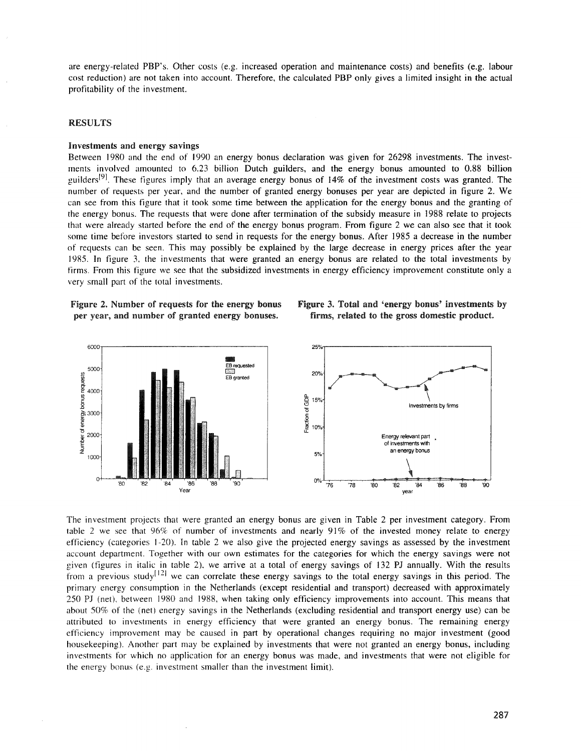are energy-related PBP's. Other costs (e.g. increased operation and maintenance costs) and benefits (e.g. labour cost reduction) are not taken into account. Therefore, the calculated PBP only gives a limited insight in the actual profitability of the investment.

## RESULTS

### Investments and energy savings

Between 1980 and the end of 1990 an energy bonus declaration was given for 26298 investments. The investments involved amounted to 6.23 billion Dutch guilders, and the energy bonus amounted to 0.88 billion guilders[9]. These figures imply that an average energy bonus of 14% of the investment costs was granted. The number of requests per year, and the number of granted energy bonuses per year are depicted in figure 2. We can see from this figure that it took some time between the application for the energy bonus and the granting of the energy bonus. The requests that were done after termination of the subsidy measure in 1988 relate to projects that were already started before the end of the energy bonus program. From figure 2 we can also see that it took some time before investors started to send in requests for the energy bonus. After 1985 a decrease in the number of requests can be seen. This may possibly be explained by the large decrease in energy prices after the year 1985. In figure 3, the investments that were granted an energy bonus are related to the total investments by firms. From this figure we see that the subsidized investments in energy efficiency improvement constitute only a very small part of the total investments.

**Figure 2. Number of requests for the energy bonus per year, and number of granted energy bonuses.**

**Figure 3. Total and 'energy bonus' investments by firms, related to the gross domestic product.**

The investment projects that were granted an energy bonus are given in Table 2 per investment category. From table 2 we see that 96% of number of investments and nearly 91% of the invested money relate to energy efficiency (categories 1-20). In table 2 we also give the projected energy savings as assessed by the investment account department. Together with our own estimates for the categories for which the energy savings were not given (figures in italic in table 2), we arrive at a total of energy savings of 132 PJ annually. With the results from a previous study[12] we can correlate these energy savings to the total energy savings in this period. The primary energy consumption in the Netherlands (except residential and transport) decreased with approximately 250 PJ (net), between 1980 and 1988, when taking only efficiency improvements into account. This means that about 50% of the (net) energy savings in the Netherlands (excluding residential and transport energy use) can be attributed to investments in energy efficiency that were granted an energy bonus. The remaining energy efficiency improvement may be caused in part by operational changes requiring no major investment (good housekeeping). Another part may be explained by investments that were not granted an energy bonus, including investments for which no application for an energy bonus was made, and investments that were not eligible for the energy bonus (e.g. investment smaller than the investment limit).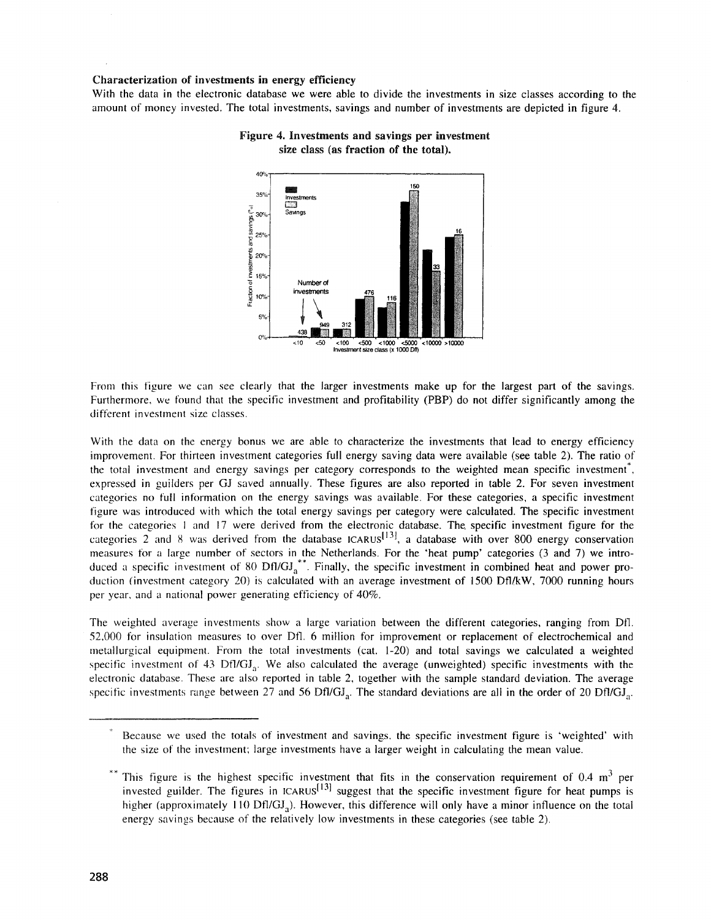**Characterization of investments in energy efficiency**

With the data in the electronic database we were able to divide the investments in size classes according to the amount of money invested. The total investments, savings and number of investments are depicted in figure 4.

**Figure 4. Investments and savings per investment size class (as fraction of the total).**

From this figure we can see clearly that the larger investments make up for the largest part of the savings. Furthermore, we found that the specific investment and profitability (PBP) do not differ significantly among the different investment size classes.

With the data on the energy bonus we are able to characterize the investments that lead to energy efficiency improvement. For thirteen investment categories full energy saving data were available (see table 2). The ratio of the total investment and energy savings per category corresponds to the weighted mean specific investment*, expressed in guilders per GJ saved annually. These figures are also reported in table 2. For seven investment categories no full information on the energy savings was available. For these categories, a specific investment figure was introduced with which the total energy savings per category were calculated. The specific investment for the categories 1 and 17 were derived from the electronic database. The specific investment figure for the categories 2 and 8 was derived from the database ICARUS[13], a database with over 800 energy conservation measures for a large number of sectors in the Netherlands. For the 'heat pump' categories (3 and 7) we introduced a specific investment of 80 $Dfl/GJ_a$**. Finally, the specific investment in combined heat and power production (investment category 20) is calculated with an average investment of 1500 Dfl/kW, 7000 running hours per year, and a national power generating efficiency of 40%.

The weighted average investments show a large variation between the different categories, ranging from Dfl. 52,000 for insulation measures to over Dfl. 6 million for improvement or replacement of electrochemical and metallurgical equipment. From the total investments (cat. 1-20) and total savings we calculated a weighted specific investment of 43 $Dfl/GJ_a$. We also calculated the average (unweighted) specific investments with the electronic database. These are also reported in table 2, together with the sample standard deviation. The average specific investments range between 27 and 56 $Dfl/GJ_a$. The standard deviations are all in the order of 20 $Dfl/GJ_a$.

---

\* Because we used the totals of investment and savings, the specific investment figure is 'weighted' with the size of the investment; large investments have a larger weight in calculating the mean value.

\*\* This figure is the highest specific investment that fits in the conservation requirement of 0.4 $m^3$ per invested guilder. The figures in ICARUS[13] suggest that the specific investment figure for heat pumps is higher (approximately 110 $Dfl/GJ_a$). However, this difference will only have a minor influence on the total energy savings because of the relatively low investments in these categories (see table 2).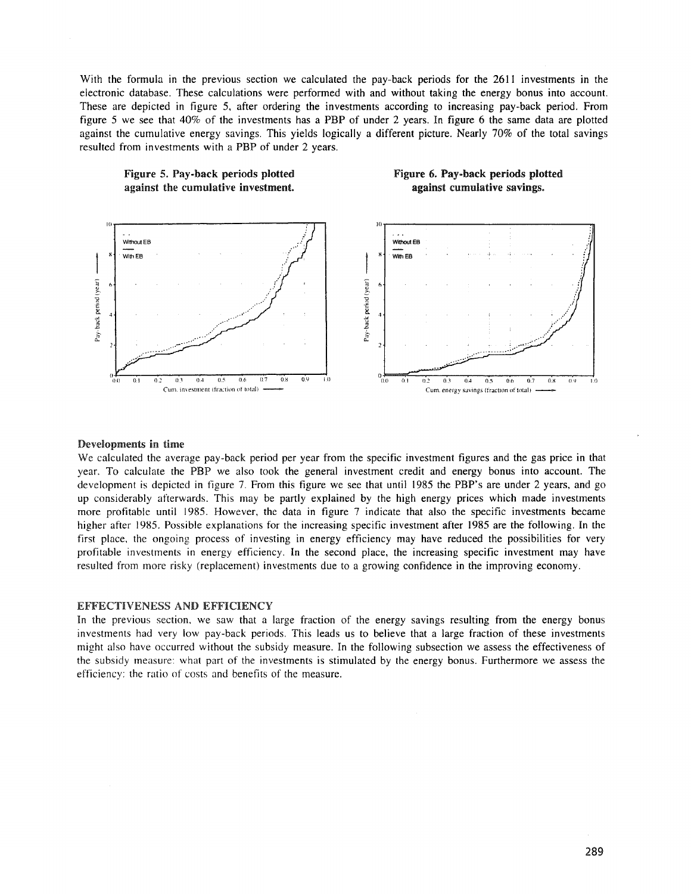With the formula in the previous section we calculated the pay-back periods for the 2611 investments in the electronic database. These calculations were performed with and without taking the energy bonus into account. These are depicted in figure 5, after ordering the investments according to increasing pay-back period. From figure 5 we see that 40% of the investments has a PBP of under 2 years. In figure 6 the same data are plotted against the cumulative energy savings. This yields logically a different picture. Nearly 70% of the total savings resulted from investments with a PBP of under 2 years.

**Figure 5. Pay-back periods plotted against the cumulative investment.**

**Figure 6. Pay-back periods plotted against cumulative savings.**

### Developments in time

We calculated the average pay-back period per year from the specific investment figures and the gas price in that year. To calculate the PBP we also took the general investment credit and energy bonus into account. The development is depicted in figure 7. From this figure we see that until 1985 the PBP's are under 2 years, and go up considerably afterwards. This may be partly explained by the high energy prices which made investments more profitable until 1985. However, the data in figure 7 indicate that also the specific investments became higher after 1985. Possible explanations for the increasing specific investment after 1985 are the following. In the first place, the ongoing process of investing in energy efficiency may have reduced the possibilities for very profitable investments in energy efficiency. In the second place, the increasing specific investment may have resulted from more risky (replacement) investments due to a growing confidence in the improving economy.

## EFFECTIVENESS AND EFFICIENCY

In the previous section, we saw that a large fraction of the energy savings resulting from the energy bonus investments had very low pay-back periods. This leads us to believe that a large fraction of these investments might also have occurred without the subsidy measure. In the following subsection we assess the effectiveness of the subsidy measure: what part of the investments is stimulated by the energy bonus. Furthermore we assess the efficiency: the ratio of costs and benefits of the measure.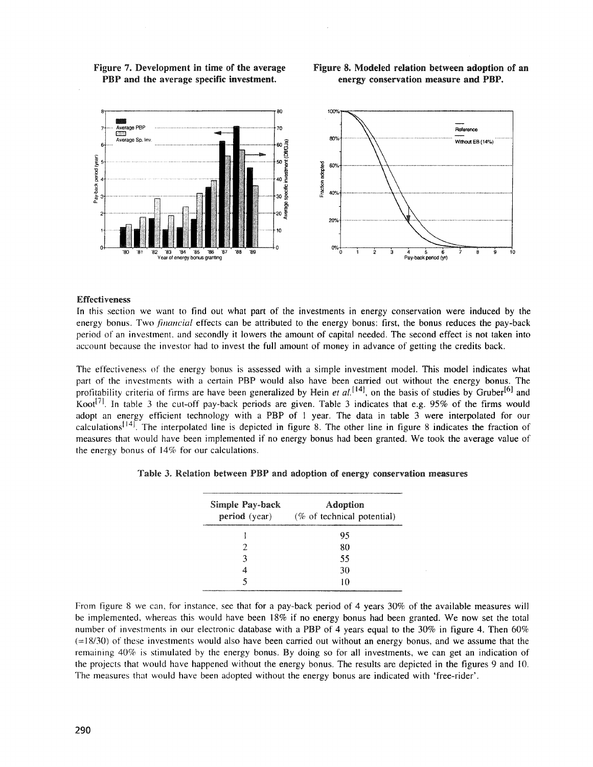**Figure 7. Development in time of the average PBP and the average specific investment.**

**Figure 8. Modeled relation between adoption of an energy conservation measure and PBP.**

### Effectiveness

In this section we want to find out what part of the investments in energy conservation were induced by the energy bonus. Two *financial* effects can be attributed to the energy bonus: first, the bonus reduces the pay-back period of an investment, and secondly it lowers the amount of capital needed. The second effect is not taken into account because the investor had to invest the full amount of money in advance of getting the credits back.

The effectiveness of the energy bonus is assessed with a simple investment model. This model indicates what part of the investments with a certain PBP would also have been carried out without the energy bonus. The profitability criteria of firms are have been generalized by Hein *et al.*[14], on the basis of studies by Gruber[6] and Koot[7]. In table 3 the cut-off pay-back periods are given. Table 3 indicates that e.g. 95% of the firms would adopt an energy efficient technology with a PBP of 1 year. The data in table 3 were interpolated for our calculations[14]. The interpolated line is depicted in figure 8. The other line in figure 8 indicates the fraction of measures that would have been implemented if no energy bonus had been granted. We took the average value of the energy bonus of 14% for our calculations.

**Table 3. Relation between PBP and adoption of energy conservation measures**

| Simple Pay-back period (year) | Adoption (% of technical potential) |
|---|---|
| 1 | 95 |
| 2 | 80 |
| 3 | 55 |
| 4 | 30 |
| 5 | 10 |

From figure 8 we can, for instance, see that for a pay-back period of 4 years 30% of the available measures will be implemented, whereas this would have been 18% if no energy bonus had been granted. We now set the total number of investments in our electronic database with a PBP of 4 years equal to the 30% in figure 4. Then 60% (=18/30) of these investments would also have been carried out without an energy bonus, and we assume that the remaining 40% is stimulated by the energy bonus. By doing so for all investments, we can get an indication of the projects that would have happened without the energy bonus. The results are depicted in the figures 9 and 10. The measures that would have been adopted without the energy bonus are indicated with 'free-rider'.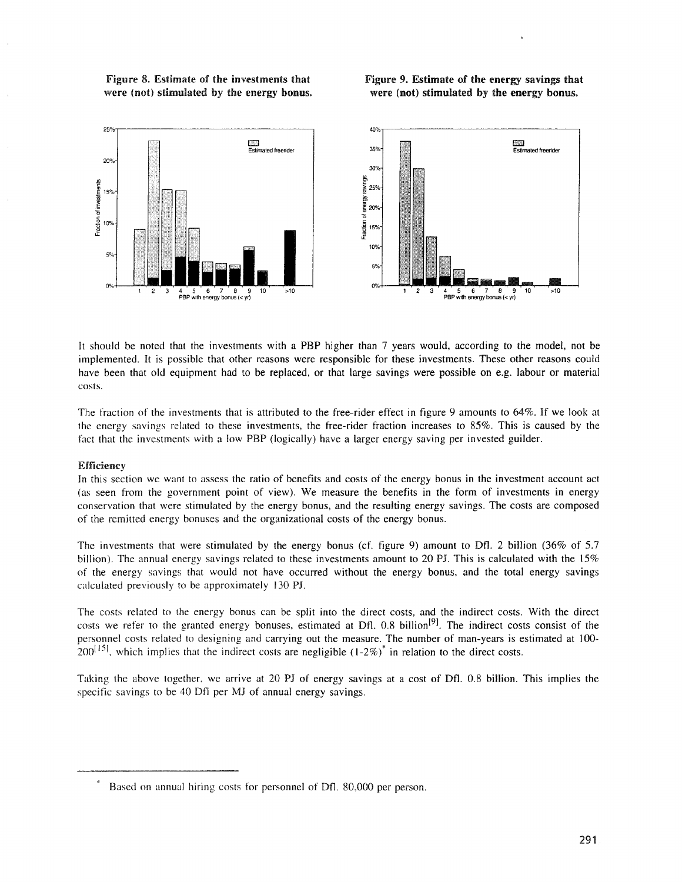**Figure 8. Estimate of the investments that were (not) stimulated by the energy bonus.**

**Figure 9. Estimate of the energy savings that were (not) stimulated by the energy bonus.**

It should be noted that the investments with a PBP higher than 7 years would, according to the model, not be implemented. It is possible that other reasons were responsible for these investments. These other reasons could have been that old equipment had to be replaced, or that large savings were possible on e.g. labour or material costs.

The fraction of the investments that is attributed to the free-rider effect in figure 9 amounts to 64%. If we look at the energy savings related to these investments, the free-rider fraction increases to 85%. This is caused by the fact that the investments with a low PBP (logically) have a larger energy saving per invested guilder.

### Efficiency

In this section we want to assess the ratio of benefits and costs of the energy bonus in the investment account act (as seen from the government point of view). We measure the benefits in the form of investments in energy conservation that were stimulated by the energy bonus, and the resulting energy savings. The costs are composed of the remitted energy bonuses and the organizational costs of the energy bonus.

The investments that were stimulated by the energy bonus (cf. figure 9) amount to Dfl. 2 billion (36% of 5.7 billion). The annual energy savings related to these investments amount to 20 PJ. This is calculated with the 15% of the energy savings that would not have occurred without the energy bonus, and the total energy savings calculated previously to be approximately 130 PJ.

The costs related to the energy bonus can be split into the direct costs, and the indirect costs. With the direct costs we refer to the granted energy bonuses, estimated at Dfl. 0.8 billion[9]. The indirect costs consist of the personnel costs related to designing and carrying out the measure. The number of man-years is estimated at 100-200[15], which implies that the indirect costs are negligible (1-2%)* in relation to the direct costs.

Taking the above together, we arrive at 20 PJ of energy savings at a cost of Dfl. 0.8 billion. This implies the specific savings to be 40 Dfl per MJ of annual energy savings.

* Based on annual hiring costs for personnel of Dfl. 80,000 per person.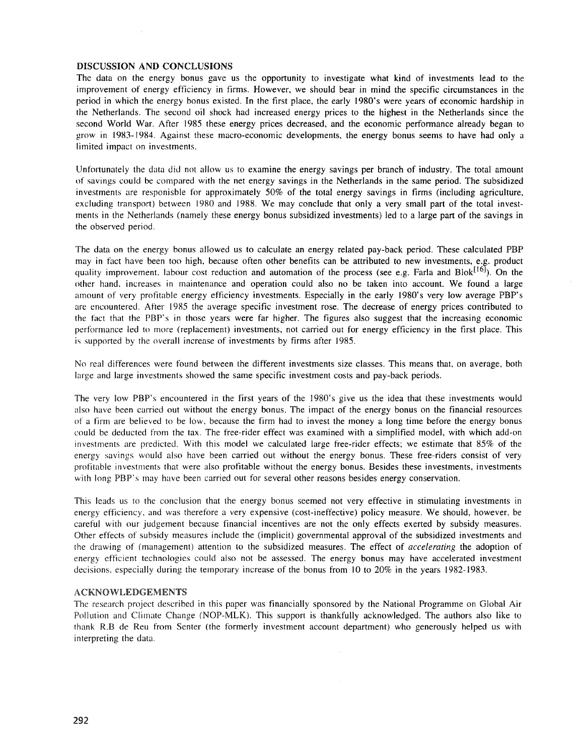## DISCUSSION AND CONCLUSIONS

The data on the energy bonus gave us the opportunity to investigate what kind of investments lead to the improvement of energy efficiency in firms. However, we should bear in mind the specific circumstances in the period in which the energy bonus existed. In the first place, the early 1980's were years of economic hardship in the Netherlands. The second oil shock had increased energy prices to the highest in the Netherlands since the second World War. After 1985 these energy prices decreased, and the economic performance already began to grow in 1983-1984. Against these macro-economic developments, the energy bonus seems to have had only a limited impact on investments.

Unfortunately the data did not allow us to examine the energy savings per branch of industry. The total amount of savings could be compared with the net energy savings in the Netherlands in the same period. The subsidized investments are resposnisble for approximately 50% of the total energy savings in firms (including agriculture, excluding transport) between 1980 and 1988. We may conclude that only a very small part of the total investments in the Netherlands (namely these energy bonus subsidized investments) led to a large part of the savings in the observed period.

The data on the energy bonus allowed us to calculate an energy related pay-back period. These calculated PBP may in fact have been too high, because often other benefits can be attributed to new investments, e.g. product quality improvement, labour cost reduction and automation of the process (see e.g. Farla and Blok[16]). On the other hand, increases in maintenance and operation could also no be taken into account. We found a large amount of very profitable energy efficiency investments. Especially in the early 1980's very low average PBP's are encountered. After 1985 the average specific investment rose. The decrease of energy prices contributed to the fact that the PBP's in those years were far higher. The figures also suggest that the increasing economic performance led to more (replacement) investments, not carried out for energy efficiency in the first place. This is supported by the overall increase of investments by firms after 1985.

No real differences were found between the different investments size classes. This means that, on average, both large and large investments showed the same specific investment costs and pay-back periods.

The very low PBP's encountered in the first years of the 1980's give us the idea that these investments would also have been carried out without the energy bonus. The impact of the energy bonus on the financial resources of a firm are believed to be low, because the firm had to invest the money a long time before the energy bonus could be deducted from the tax. The free-rider effect was examined with a simplified model, with which add-on investments are predicted. With this model we calculated large free-rider effects; we estimate that 85% of the energy savings would also have been carried out without the energy bonus. These free-riders consist of very profitable investments that were also profitable without the energy bonus. Besides these investments, investments with long PBP's may have been carried out for several other reasons besides energy conservation.

This leads us to the conclusion that the energy bonus seemed not very effective in stimulating investments in energy efficiency, and was therefore a very expensive (cost-ineffective) policy measure. We should, however, be careful with our judgement because financial incentives are not the only effects exerted by subsidy measures. Other effects of subsidy measures include the (implicit) governmental approval of the subsidized investments and the drawing of (management) attention to the subsidized measures. The effect of *accelerating* the adoption of energy efficient technologies could also not be assessed. The energy bonus may have accelerated investment decisions, especially during the temporary increase of the bonus from 10 to 20% in the years 1982-1983.

## ACKNOWLEDGEMENTS

The research project described in this paper was financially sponsored by the National Programme on Global Air Pollution and Climate Change (NOP-MLK). This support is thankfully acknowledged. The authors also like to thank R.B de Reu from Senter (the formerly investment account department) who generously helped us with interpreting the data.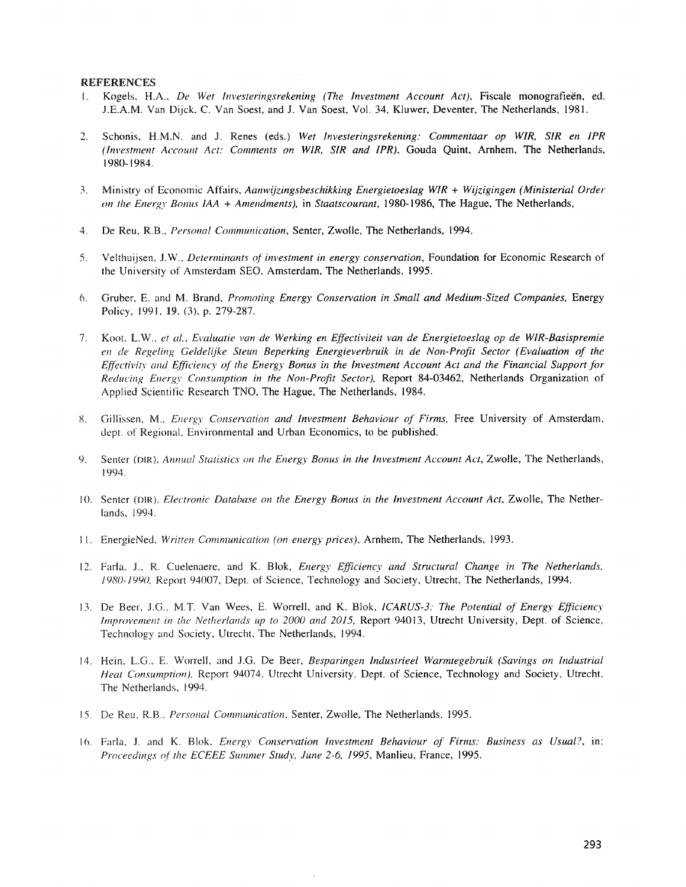**REFERENCES**

1. Kogels, H.A., *De Wet Investeringsrekening (The Investment Account Act)*, Fiscale monografieën, ed. J.E.A.M. Van Dijck, C. Van Soest, and J. Van Soest, Vol. 34, Kluwer, Deventer, The Netherlands, 1981.

2. Schonis, H.M.N. and J. Renes (eds.) *Wet Investeringsrekening: Commentaar op WIR, SIR en IPR (Investment Account Act: Comments on WIR, SIR and IPR)*, Gouda Quint, Arnhem, The Netherlands, 1980-1984.

3. Ministry of Economic Affairs, *Aanwijzingsbeschikking Energietoeslag WIR + Wijzigingen (Ministerial Order on the Energy Bonus IAA + Amendments)*, in *Staatscourant*, 1980-1986, The Hague, The Netherlands,

4. De Reu, R.B., *Personal Communication*, Senter, Zwolle, The Netherlands, 1994.

5. Velthuijsen, J.W., *Determinants of investment in energy conservation*, Foundation for Economic Research of the University of Amsterdam SEO, Amsterdam, The Netherlands, 1995.

6. Gruber, E. and M. Brand, *Promoting Energy Conservation in Small and Medium-Sized Companies*, Energy Policy, 1991, 19, (3), p. 279-287.

7. Koot, L.W., *et al.*, *Evaluatie van de Werking en Effectiviteit van de Energietoeslag op de WIR-Basispremie en de Regeling Geldelijke Steun Beperking Energieverbruik in de Non-Profit Sector (Evaluation of the Effectivity and Efficiency of the Energy Bonus in the Investment Account Act and the Financial Support for Reducing Energy Consumption in the Non-Profit Sector)*, Report 84-03462, Netherlands Organization of Applied Scientific Research TNO, The Hague, The Netherlands, 1984.

8. Gillissen, M., *Energy Conservation and Investment Behaviour of Firms*, Free University of Amsterdam, dept. of Regional, Environmental and Urban Economics, to be published.

9. Senter (DIR), *Annual Statistics on the Energy Bonus in the Investment Account Act*, Zwolle, The Netherlands, 1994.

10. Senter (DIR), *Electronic Database on the Energy Bonus in the Investment Account Act*, Zwolle, The Netherlands, 1994.

11. EnergieNed, *Written Communication (on energy prices)*, Arnhem, The Netherlands, 1993.

12. Farla, J., R. Cuelenaere, and K. Blok, *Energy Efficiency and Structural Change in The Netherlands, 1980-1990*, Report 94007, Dept. of Science, Technology and Society, Utrecht, The Netherlands, 1994.

13. De Beer, J.G., M.T. Van Wees, E. Worrell, and K. Blok, *ICARUS-3: The Potential of Energy Efficiency Improvement in the Netherlands up to 2000 and 2015*, Report 94013, Utrecht University, Dept. of Science, Technology and Society, Utrecht, The Netherlands, 1994.

14. Hein, L.G., E. Worrell, and J.G. De Beer, *Besparingen Industrieel Warmtegebruik (Savings on Industrial Heat Consumption)*, Report 94074, Utrecht University, Dept. of Science, Technology and Society, Utrecht, The Netherlands, 1994.

15. De Reu, R.B., *Personal Communication*, Senter, Zwolle, The Netherlands, 1995.

16. Farla, J. and K. Blok, *Energy Conservation Investment Behaviour of Firms: Business as Usual?*, in: *Proceedings of the ECEEE Summer Study, June 2-6, 1995*, Manlieu, France, 1995.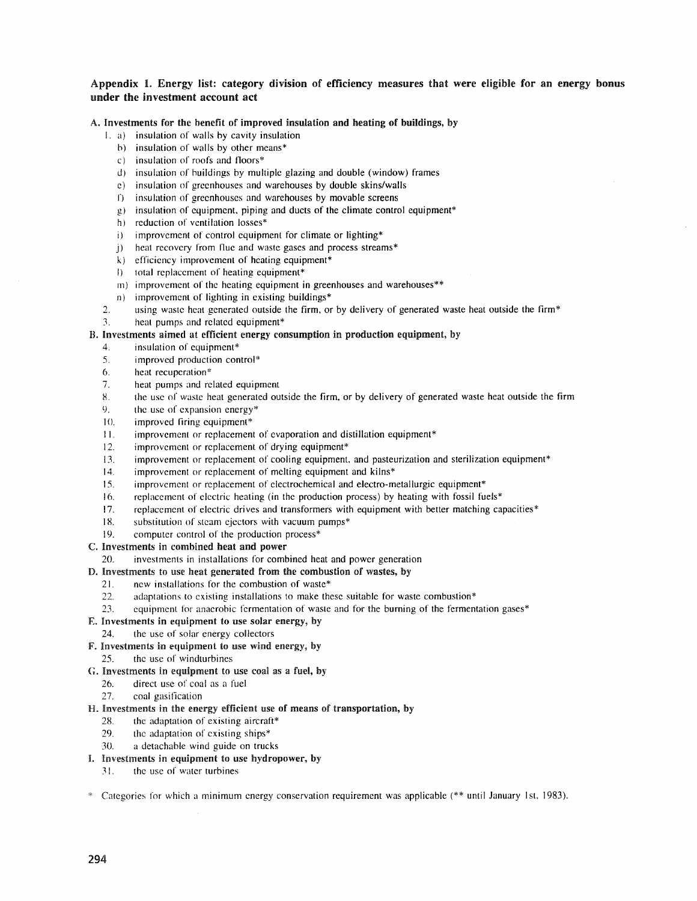### Appendix 1. Energy list: category division of efficiency measures that were eligible for an energy bonus under the investment account act

**A. Investments for the benefit of improved insulation and heating of buildings, by**

1. a) insulation of walls by cavity insulation
   b) insulation of walls by other means*
   c) insulation of roofs and floors*
   d) insulation of buildings by multiple glazing and double (window) frames
   e) insulation of greenhouses and warehouses by double skins/walls
   f) insulation of greenhouses and warehouses by movable screens
   g) insulation of equipment, piping and ducts of the climate control equipment*
   h) reduction of ventilation losses*
   i) improvement of control equipment for climate or lighting*
   j) heat recovery from flue and waste gases and process streams*
   k) efficiency improvement of heating equipment*
   l) total replacement of heating equipment*
   m) improvement of the heating equipment in greenhouses and warehouses**
   n) improvement of lighting in existing buildings*
2. using waste heat generated outside the firm, or by delivery of generated waste heat outside the firm*
3. heat pumps and related equipment*

**B. Investments aimed at efficient energy consumption in production equipment, by**

4. insulation of equipment*
5. improved production control*
6. heat recuperation*
7. heat pumps and related equipment
8. the use of waste heat generated outside the firm, or by delivery of generated waste heat outside the firm
9. the use of expansion energy*
10. improved firing equipment*
11. improvement or replacement of evaporation and distillation equipment*
12. improvement or replacement of drying equipment*
13. improvement or replacement of cooling equipment, and pasteurization and sterilization equipment*
14. improvement or replacement of melting equipment and kilns*
15. improvement or replacement of electrochemical and electro-metallurgic equipment*
16. replacement of electric heating (in the production process) by heating with fossil fuels*
17. replacement of electric drives and transformers with equipment with better matching capacities*
18. substitution of steam ejectors with vacuum pumps*
19. computer control of the production process*

**C. Investments in combined heat and power**

20. investments in installations for combined heat and power generation

**D. Investments to use heat generated from the combustion of wastes, by**

21. new installations for the combustion of waste*
22. adaptations to existing installations to make these suitable for waste combustion*
23. equipment for anaerobic fermentation of waste and for the burning of the fermentation gases*

**E. Investments in equipment to use solar energy, by**

24. the use of solar energy collectors

**F. Investments in equipment to use wind energy, by**

25. the use of windturbines

**G. Investments in equipment to use coal as a fuel, by**

26. direct use of coal as a fuel
27. coal gasification

**H. Investments in the energy efficient use of means of transportation, by**

28. the adaptation of existing aircraft*
29. the adaptation of existing ships*
30. a detachable wind guide on trucks

**I. Investments in equipment to use hydropower, by**

31. the use of water turbines

\* Categories for which a minimum energy conservation requirement was applicable (** until January 1st, 1983).